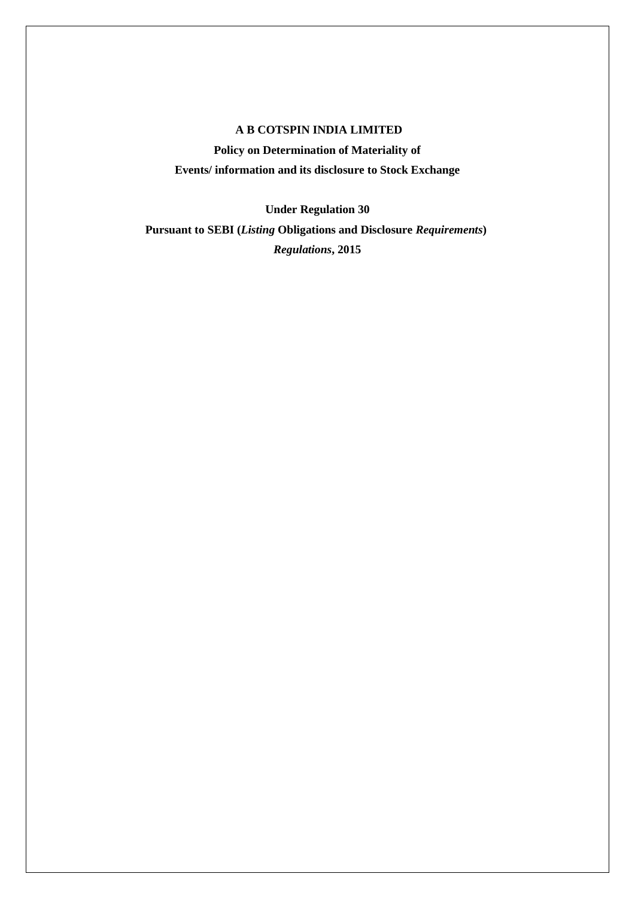**A B COTSPIN INDIA LIMITED**

**Policy on Determination of Materiality of**

**Events/ information and its disclosure to Stock Exchange**

**Under Regulation 30**

**Pursuant to SEBI (*Listing* Obligations and Disclosure *Requirements*)**

***Regulations*, 2015**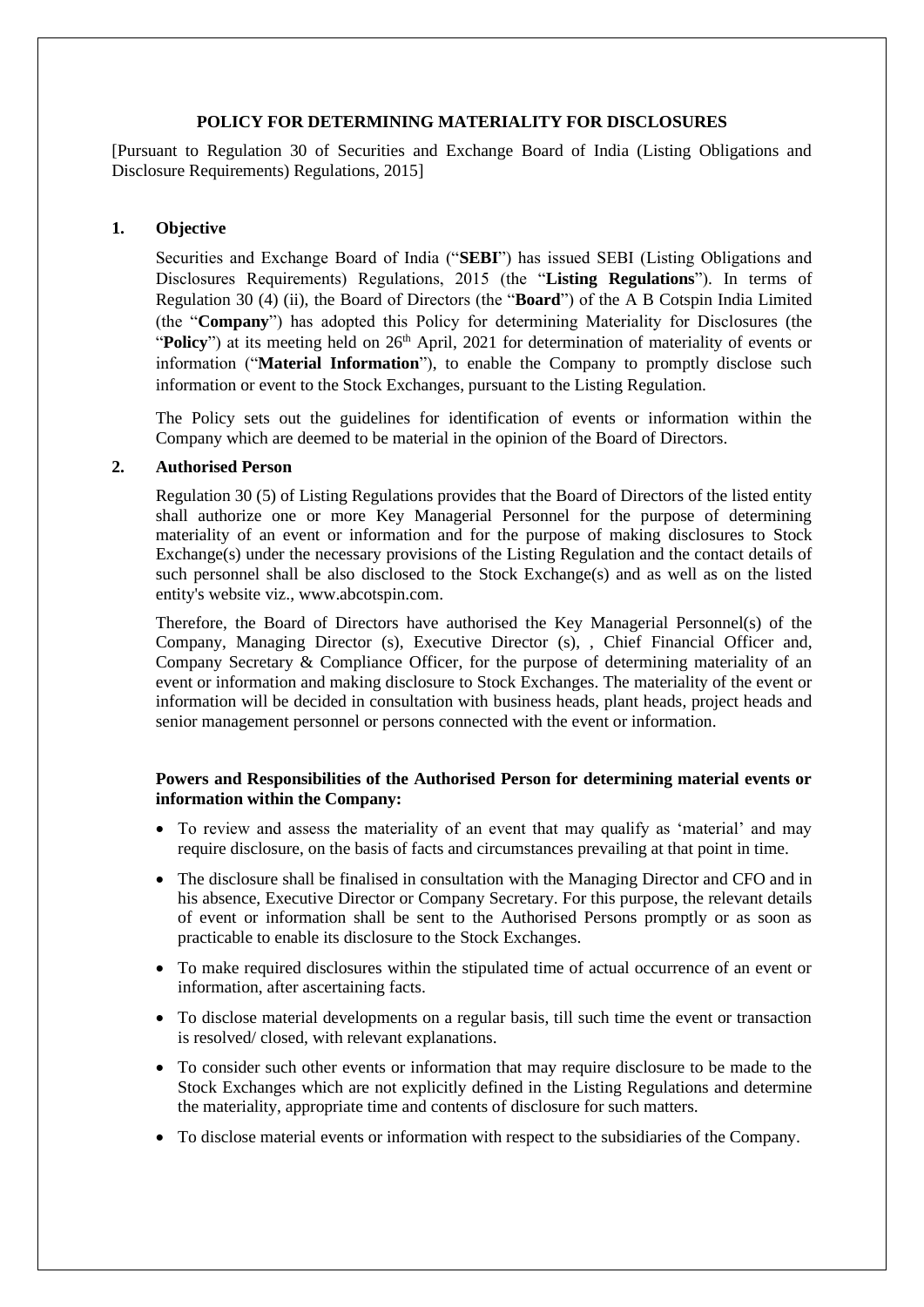# POLICY FOR DETERMINING MATERIALITY FOR DISCLOSURES

[Pursuant to Regulation 30 of Securities and Exchange Board of India (Listing Obligations and Disclosure Requirements) Regulations, 2015]

## 1. Objective

Securities and Exchange Board of India ("**SEBI**") has issued SEBI (Listing Obligations and Disclosures Requirements) Regulations, 2015 (the "**Listing Regulations**"). In terms of Regulation 30 (4) (ii), the Board of Directors (the "**Board**") of the A B Cotspin India Limited (the "**Company**") has adopted this Policy for determining Materiality for Disclosures (the "**Policy**") at its meeting held on 26th April, 2021 for determination of materiality of events or information ("**Material Information**"), to enable the Company to promptly disclose such information or event to the Stock Exchanges, pursuant to the Listing Regulation.

The Policy sets out the guidelines for identification of events or information within the Company which are deemed to be material in the opinion of the Board of Directors.

## 2. Authorised Person

Regulation 30 (5) of Listing Regulations provides that the Board of Directors of the listed entity shall authorize one or more Key Managerial Personnel for the purpose of determining materiality of an event or information and for the purpose of making disclosures to Stock Exchange(s) under the necessary provisions of the Listing Regulation and the contact details of such personnel shall be also disclosed to the Stock Exchange(s) and as well as on the listed entity's website viz., www.abcotspin.com.

Therefore, the Board of Directors have authorised the Key Managerial Personnel(s) of the Company, Managing Director (s), Executive Director (s), , Chief Financial Officer and, Company Secretary & Compliance Officer, for the purpose of determining materiality of an event or information and making disclosure to Stock Exchanges. The materiality of the event or information will be decided in consultation with business heads, plant heads, project heads and senior management personnel or persons connected with the event or information.

**Powers and Responsibilities of the Authorised Person for determining material events or information within the Company:**

- To review and assess the materiality of an event that may qualify as 'material' and may require disclosure, on the basis of facts and circumstances prevailing at that point in time.
- The disclosure shall be finalised in consultation with the Managing Director and CFO and in his absence, Executive Director or Company Secretary. For this purpose, the relevant details of event or information shall be sent to the Authorised Persons promptly or as soon as practicable to enable its disclosure to the Stock Exchanges.
- To make required disclosures within the stipulated time of actual occurrence of an event or information, after ascertaining facts.
- To disclose material developments on a regular basis, till such time the event or transaction is resolved/ closed, with relevant explanations.
- To consider such other events or information that may require disclosure to be made to the Stock Exchanges which are not explicitly defined in the Listing Regulations and determine the materiality, appropriate time and contents of disclosure for such matters.
- To disclose material events or information with respect to the subsidiaries of the Company.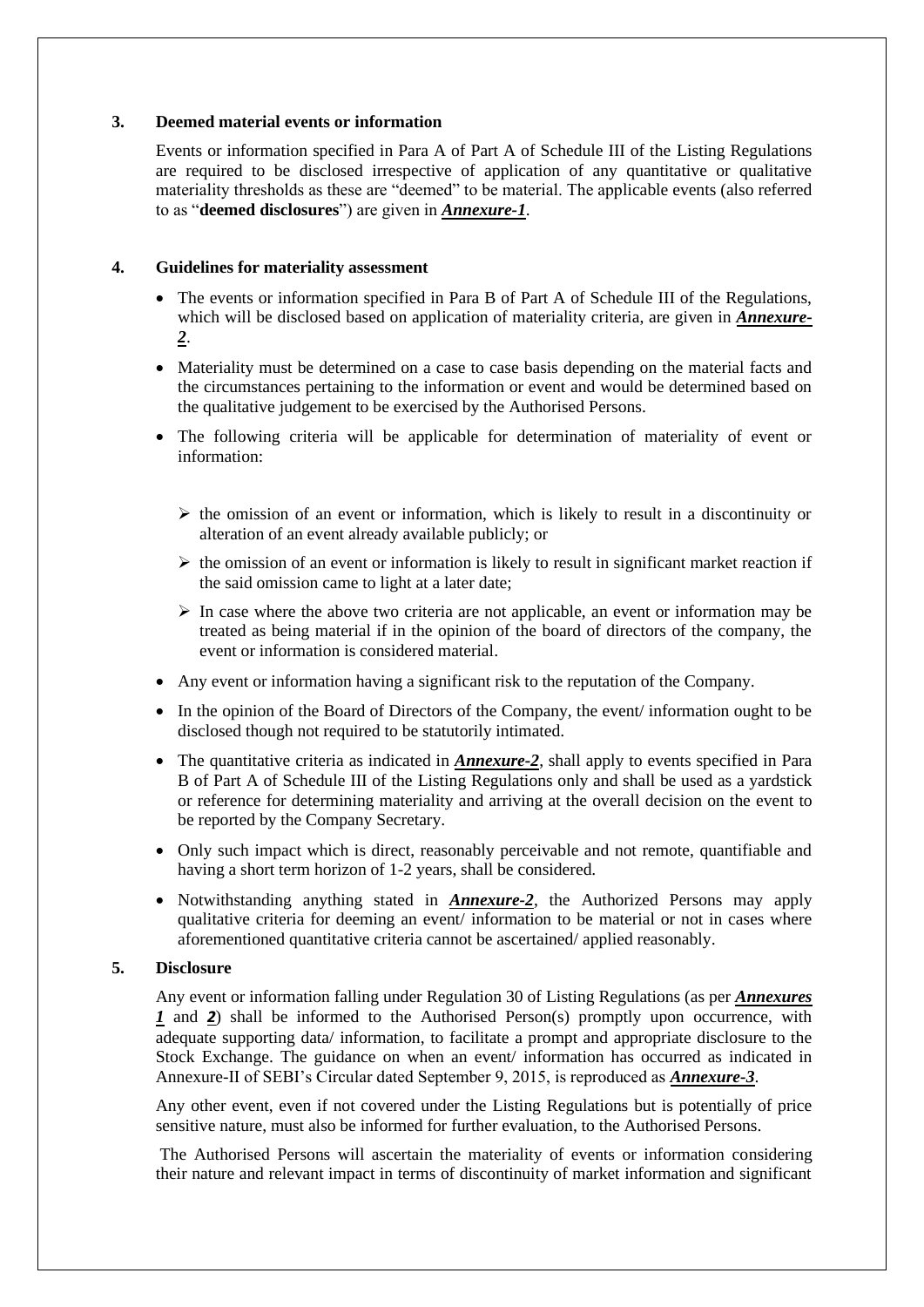## 3. Deemed material events or information

Events or information specified in Para A of Part A of Schedule III of the Listing Regulations are required to be disclosed irrespective of application of any quantitative or qualitative materiality thresholds as these are "deemed" to be material. The applicable events (also referred to as "**deemed disclosures**") are given in ***Annexure-1***.

## 4. Guidelines for materiality assessment

- The events or information specified in Para B of Part A of Schedule III of the Regulations, which will be disclosed based on application of materiality criteria, are given in ***Annexure-2***.
- Materiality must be determined on a case to case basis depending on the material facts and the circumstances pertaining to the information or event and would be determined based on the qualitative judgement to be exercised by the Authorised Persons.
- The following criteria will be applicable for determination of materiality of event or information:
  - the omission of an event or information, which is likely to result in a discontinuity or alteration of an event already available publicly; or
  - the omission of an event or information is likely to result in significant market reaction if the said omission came to light at a later date;
  - In case where the above two criteria are not applicable, an event or information may be treated as being material if in the opinion of the board of directors of the company, the event or information is considered material.
- Any event or information having a significant risk to the reputation of the Company.
- In the opinion of the Board of Directors of the Company, the event/ information ought to be disclosed though not required to be statutorily intimated.
- The quantitative criteria as indicated in ***Annexure-2***, shall apply to events specified in Para B of Part A of Schedule III of the Listing Regulations only and shall be used as a yardstick or reference for determining materiality and arriving at the overall decision on the event to be reported by the Company Secretary.
- Only such impact which is direct, reasonably perceivable and not remote, quantifiable and having a short term horizon of 1-2 years, shall be considered.
- Notwithstanding anything stated in ***Annexure-2***, the Authorized Persons may apply qualitative criteria for deeming an event/ information to be material or not in cases where aforementioned quantitative criteria cannot be ascertained/ applied reasonably.

## 5. Disclosure

Any event or information falling under Regulation 30 of Listing Regulations (as per ***Annexures 1*** and ***2***) shall be informed to the Authorised Person(s) promptly upon occurrence, with adequate supporting data/ information, to facilitate a prompt and appropriate disclosure to the Stock Exchange. The guidance on when an event/ information has occurred as indicated in Annexure-II of SEBI's Circular dated September 9, 2015, is reproduced as ***Annexure-3***.

Any other event, even if not covered under the Listing Regulations but is potentially of price sensitive nature, must also be informed for further evaluation, to the Authorised Persons.

The Authorised Persons will ascertain the materiality of events or information considering their nature and relevant impact in terms of discontinuity of market information and significant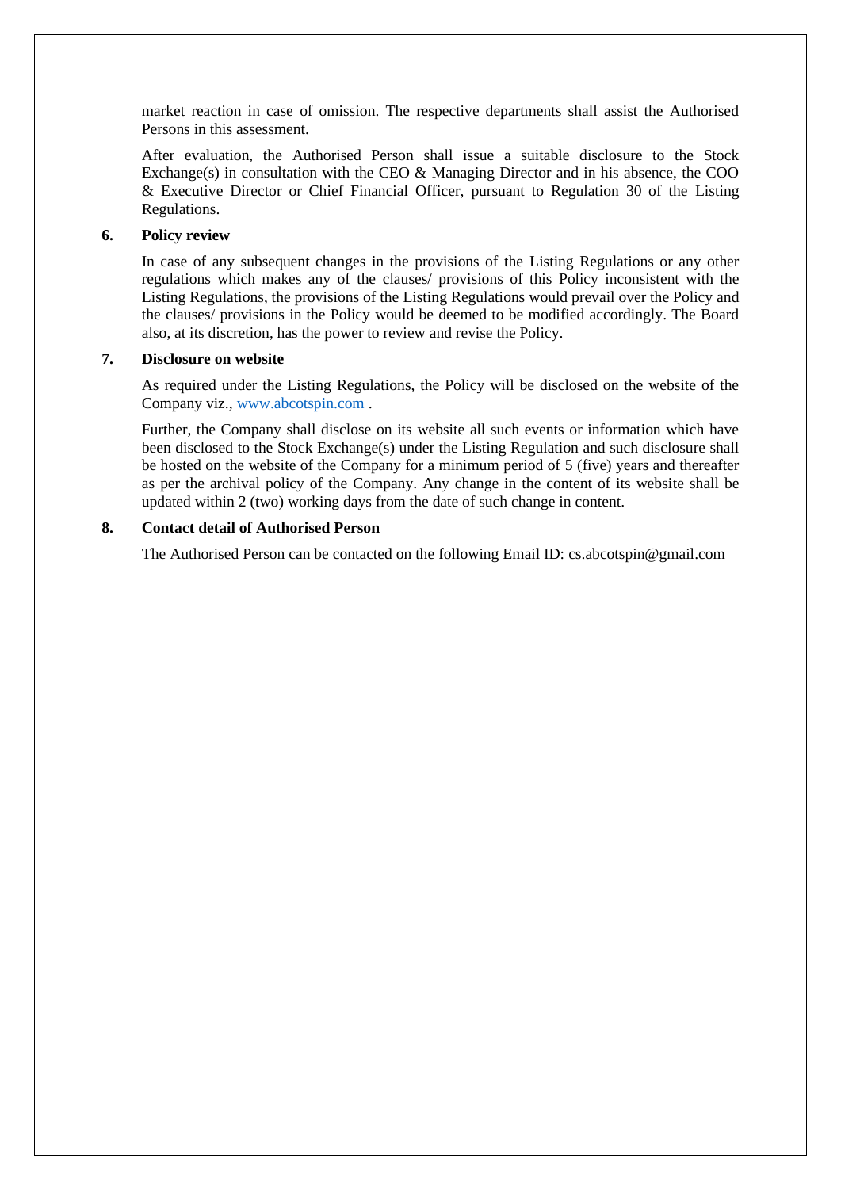market reaction in case of omission. The respective departments shall assist the Authorised Persons in this assessment.

After evaluation, the Authorised Person shall issue a suitable disclosure to the Stock Exchange(s) in consultation with the CEO & Managing Director and in his absence, the COO & Executive Director or Chief Financial Officer, pursuant to Regulation 30 of the Listing Regulations.

## 6. Policy review

In case of any subsequent changes in the provisions of the Listing Regulations or any other regulations which makes any of the clauses/ provisions of this Policy inconsistent with the Listing Regulations, the provisions of the Listing Regulations would prevail over the Policy and the clauses/ provisions in the Policy would be deemed to be modified accordingly. The Board also, at its discretion, has the power to review and revise the Policy.

## 7. Disclosure on website

As required under the Listing Regulations, the Policy will be disclosed on the website of the Company viz., [www.abcotspin.com](http://www.abcotspin.com) .

Further, the Company shall disclose on its website all such events or information which have been disclosed to the Stock Exchange(s) under the Listing Regulation and such disclosure shall be hosted on the website of the Company for a minimum period of 5 (five) years and thereafter as per the archival policy of the Company. Any change in the content of its website shall be updated within 2 (two) working days from the date of such change in content.

## 8. Contact detail of Authorised Person

The Authorised Person can be contacted on the following Email ID: cs.abcotspin@gmail.com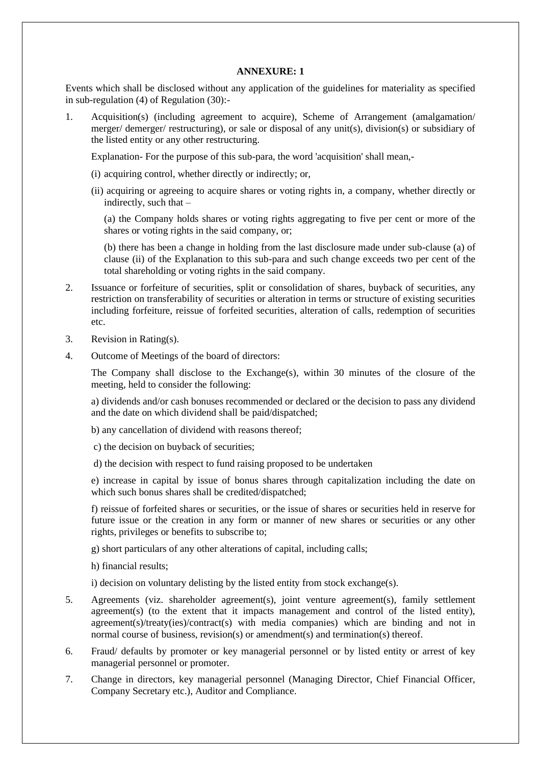## ANNEXURE: 1

Events which shall be disclosed without any application of the guidelines for materiality as specified in sub-regulation (4) of Regulation (30):-

1. Acquisition(s) (including agreement to acquire), Scheme of Arrangement (amalgamation/ merger/ demerger/ restructuring), or sale or disposal of any unit(s), division(s) or subsidiary of the listed entity or any other restructuring.

   Explanation- For the purpose of this sub-para, the word 'acquisition' shall mean,-

   (i) acquiring control, whether directly or indirectly; or,

   (ii) acquiring or agreeing to acquire shares or voting rights in, a company, whether directly or indirectly, such that –

   (a) the Company holds shares or voting rights aggregating to five per cent or more of the shares or voting rights in the said company, or;

   (b) there has been a change in holding from the last disclosure made under sub-clause (a) of clause (ii) of the Explanation to this sub-para and such change exceeds two per cent of the total shareholding or voting rights in the said company.

2. Issuance or forfeiture of securities, split or consolidation of shares, buyback of securities, any restriction on transferability of securities or alteration in terms or structure of existing securities including forfeiture, reissue of forfeited securities, alteration of calls, redemption of securities etc.

3. Revision in Rating(s).

4. Outcome of Meetings of the board of directors:

   The Company shall disclose to the Exchange(s), within 30 minutes of the closure of the meeting, held to consider the following:

   a) dividends and/or cash bonuses recommended or declared or the decision to pass any dividend and the date on which dividend shall be paid/dispatched;

   b) any cancellation of dividend with reasons thereof;

   c) the decision on buyback of securities;

   d) the decision with respect to fund raising proposed to be undertaken

   e) increase in capital by issue of bonus shares through capitalization including the date on which such bonus shares shall be credited/dispatched;

   f) reissue of forfeited shares or securities, or the issue of shares or securities held in reserve for future issue or the creation in any form or manner of new shares or securities or any other rights, privileges or benefits to subscribe to;

   g) short particulars of any other alterations of capital, including calls;

   h) financial results;

   i) decision on voluntary delisting by the listed entity from stock exchange(s).

5. Agreements (viz. shareholder agreement(s), joint venture agreement(s), family settlement agreement(s) (to the extent that it impacts management and control of the listed entity), agreement(s)/treaty(ies)/contract(s) with media companies) which are binding and not in normal course of business, revision(s) or amendment(s) and termination(s) thereof.

6. Fraud/ defaults by promoter or key managerial personnel or by listed entity or arrest of key managerial personnel or promoter.

7. Change in directors, key managerial personnel (Managing Director, Chief Financial Officer, Company Secretary etc.), Auditor and Compliance.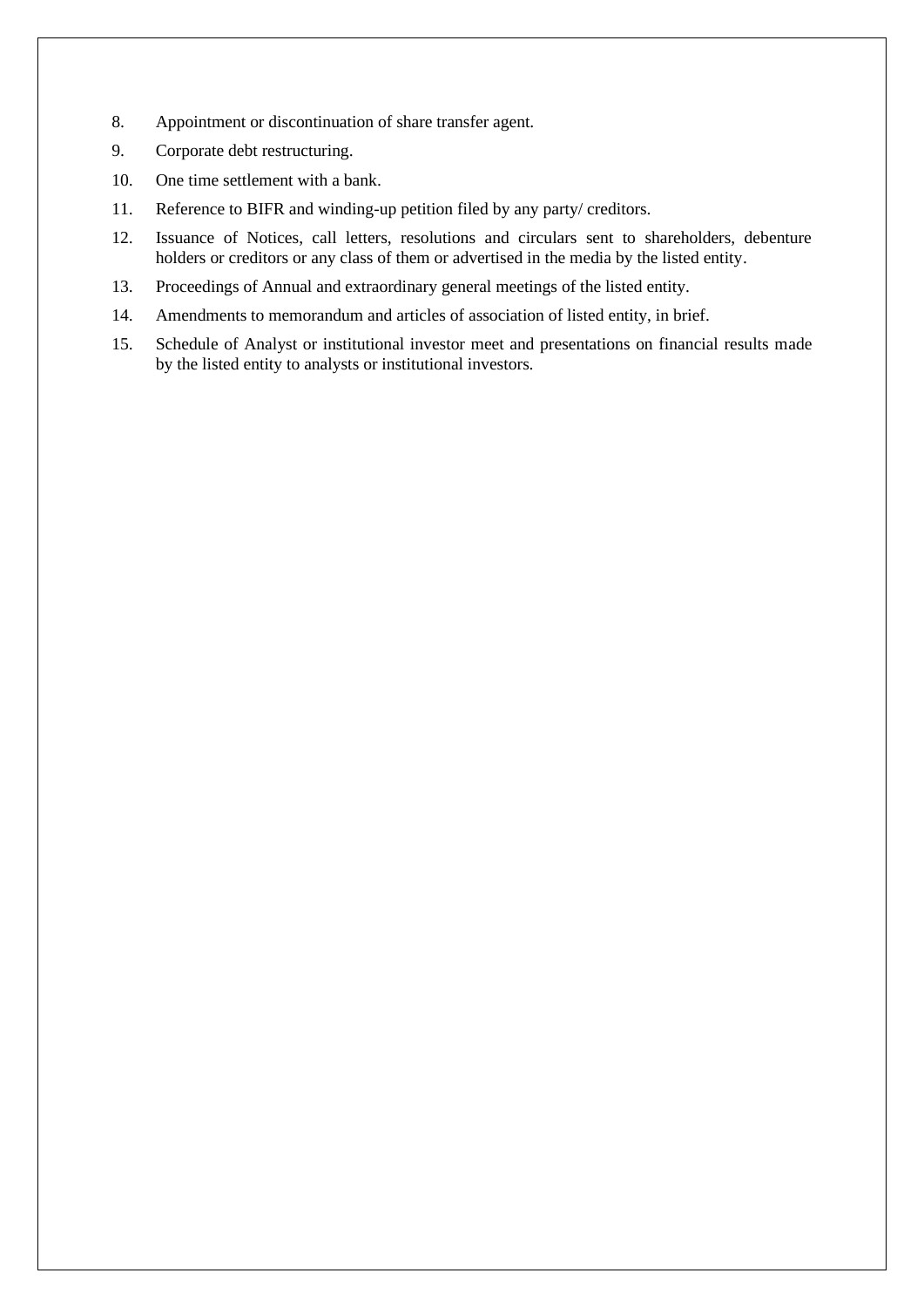8. Appointment or discontinuation of share transfer agent.
9. Corporate debt restructuring.
10. One time settlement with a bank.
11. Reference to BIFR and winding-up petition filed by any party/ creditors.
12. Issuance of Notices, call letters, resolutions and circulars sent to shareholders, debenture holders or creditors or any class of them or advertised in the media by the listed entity.
13. Proceedings of Annual and extraordinary general meetings of the listed entity.
14. Amendments to memorandum and articles of association of listed entity, in brief.
15. Schedule of Analyst or institutional investor meet and presentations on financial results made by the listed entity to analysts or institutional investors.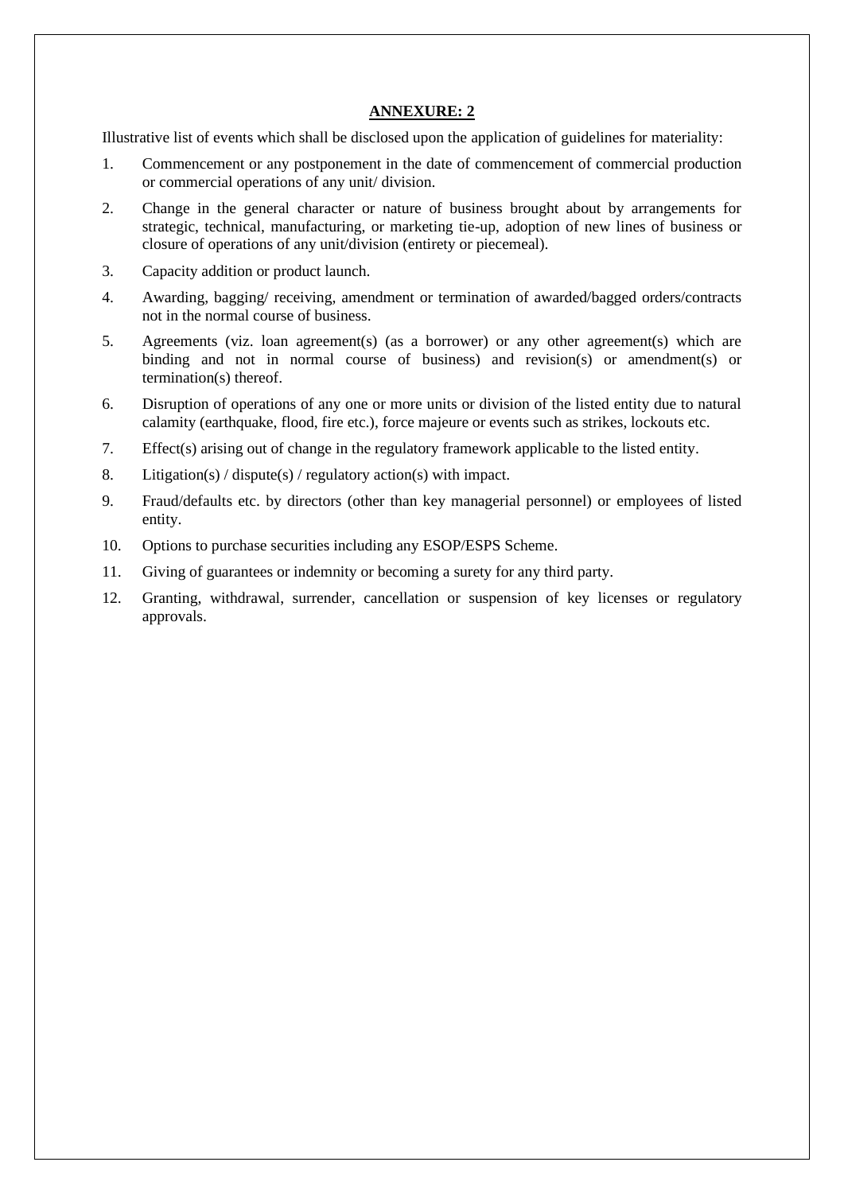## ANNEXURE: 2

Illustrative list of events which shall be disclosed upon the application of guidelines for materiality:

1. Commencement or any postponement in the date of commencement of commercial production or commercial operations of any unit/ division.
2. Change in the general character or nature of business brought about by arrangements for strategic, technical, manufacturing, or marketing tie-up, adoption of new lines of business or closure of operations of any unit/division (entirety or piecemeal).
3. Capacity addition or product launch.
4. Awarding, bagging/ receiving, amendment or termination of awarded/bagged orders/contracts not in the normal course of business.
5. Agreements (viz. loan agreement(s) (as a borrower) or any other agreement(s) which are binding and not in normal course of business) and revision(s) or amendment(s) or termination(s) thereof.
6. Disruption of operations of any one or more units or division of the listed entity due to natural calamity (earthquake, flood, fire etc.), force majeure or events such as strikes, lockouts etc.
7. Effect(s) arising out of change in the regulatory framework applicable to the listed entity.
8. Litigation(s) / dispute(s) / regulatory action(s) with impact.
9. Fraud/defaults etc. by directors (other than key managerial personnel) or employees of listed entity.
10. Options to purchase securities including any ESOP/ESPS Scheme.
11. Giving of guarantees or indemnity or becoming a surety for any third party.
12. Granting, withdrawal, surrender, cancellation or suspension of key licenses or regulatory approvals.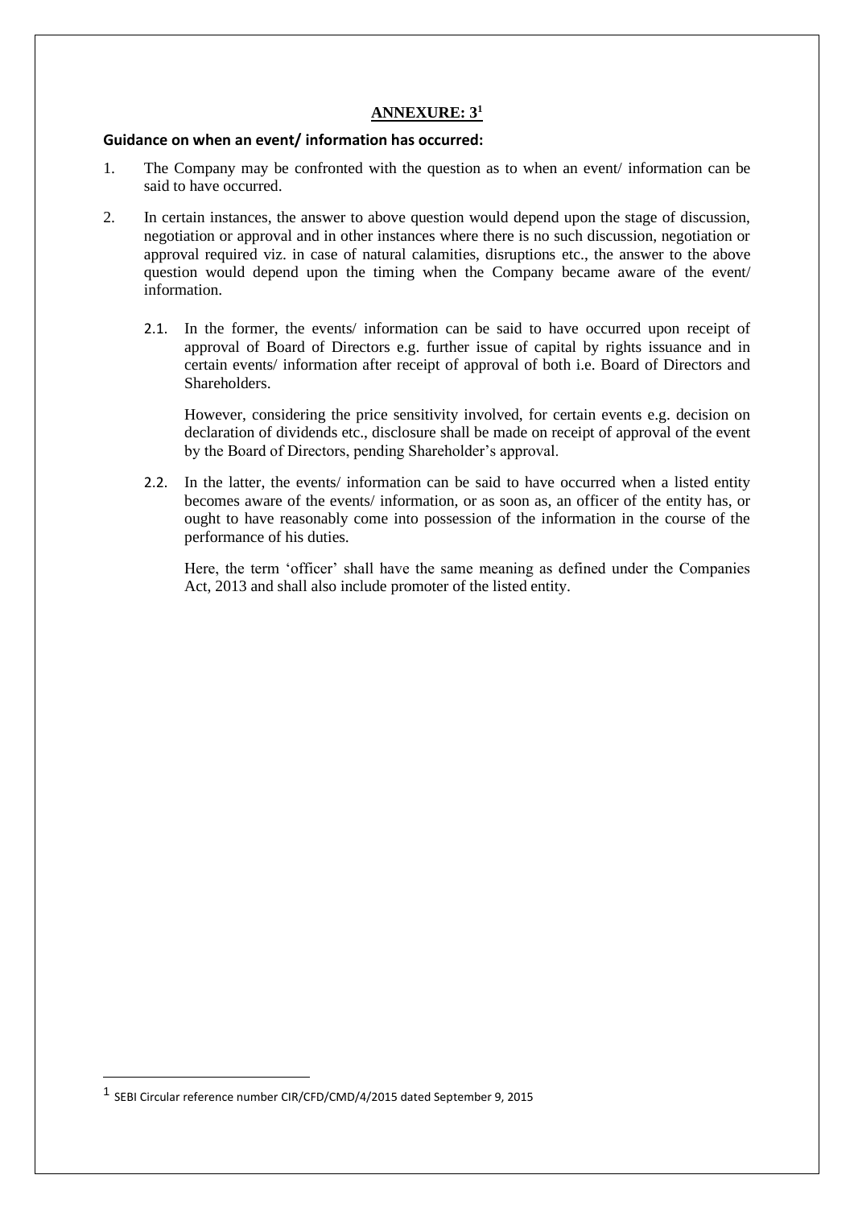## ANNEXURE: 3[1]

**Guidance on when an event/ information has occurred:**

1. The Company may be confronted with the question as to when an event/ information can be said to have occurred.

2. In certain instances, the answer to above question would depend upon the stage of discussion, negotiation or approval and in other instances where there is no such discussion, negotiation or approval required viz. in case of natural calamities, disruptions etc., the answer to the above question would depend upon the timing when the Company became aware of the event/ information.

   2.1. In the former, the events/ information can be said to have occurred upon receipt of approval of Board of Directors e.g. further issue of capital by rights issuance and in certain events/ information after receipt of approval of both i.e. Board of Directors and Shareholders.

   However, considering the price sensitivity involved, for certain events e.g. decision on declaration of dividends etc., disclosure shall be made on receipt of approval of the event by the Board of Directors, pending Shareholder's approval.

   2.2. In the latter, the events/ information can be said to have occurred when a listed entity becomes aware of the events/ information, or as soon as, an officer of the entity has, or ought to have reasonably come into possession of the information in the course of the performance of his duties.

   Here, the term 'officer' shall have the same meaning as defined under the Companies Act, 2013 and shall also include promoter of the listed entity.

---

[1] SEBI Circular reference number CIR/CFD/CMD/4/2015 dated September 9, 2015